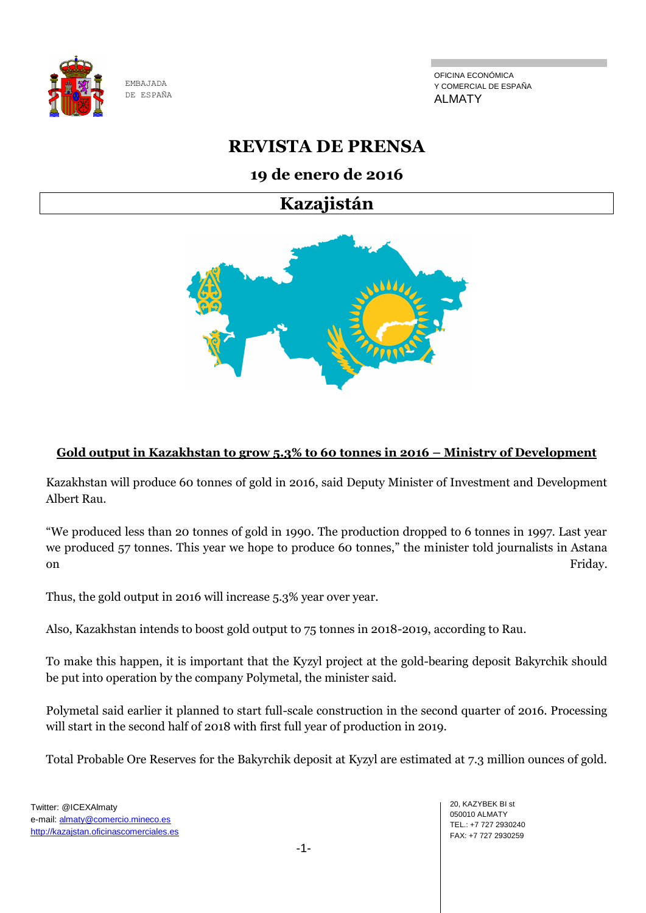EMBAJADA DE ESPAÑA

OFICINA ECONÓMICA Y COMERCIAL DE ESPAÑA
ALMATY

# REVISTA DE PRENSA

## 19 de enero de 2016

## Kazajistán

### Gold output in Kazakhstan to grow 5.3% to 60 tonnes in 2016 – Ministry of Development

Kazakhstan will produce 60 tonnes of gold in 2016, said Deputy Minister of Investment and Development Albert Rau.

"We produced less than 20 tonnes of gold in 1990. The production dropped to 6 tonnes in 1997. Last year we produced 57 tonnes. This year we hope to produce 60 tonnes," the minister told journalists in Astana on Friday.

Thus, the gold output in 2016 will increase 5.3% year over year.

Also, Kazakhstan intends to boost gold output to 75 tonnes in 2018-2019, according to Rau.

To make this happen, it is important that the Kyzyl project at the gold-bearing deposit Bakyrchik should be put into operation by the company Polymetal, the minister said.

Polymetal said earlier it planned to start full-scale construction in the second quarter of 2016. Processing will start in the second half of 2018 with first full year of production in 2019.

Total Probable Ore Reserves for the Bakyrchik deposit at Kyzyl are estimated at 7.3 million ounces of gold.

Twitter: @ICEXAlmaty
e-mail: almaty@comercio.mineco.es
http://kazajstan.oficinascomerciales.es

20, KAZYBEK BI st
050010 ALMATY
TEL.: +7 727 2930240
FAX: +7 727 2930259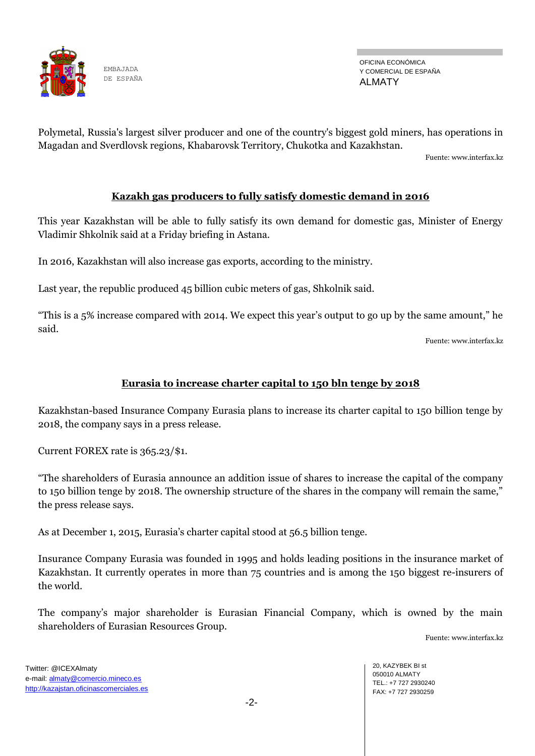Polymetal, Russia's largest silver producer and one of the country's biggest gold miners, has operations in Magadan and Sverdlovsk regions, Khabarovsk Territory, Chukotka and Kazakhstan.

Fuente: www.interfax.kz

## Kazakh gas producers to fully satisfy domestic demand in 2016

This year Kazakhstan will be able to fully satisfy its own demand for domestic gas, Minister of Energy Vladimir Shkolnik said at a Friday briefing in Astana.

In 2016, Kazakhstan will also increase gas exports, according to the ministry.

Last year, the republic produced 45 billion cubic meters of gas, Shkolnik said.

"This is a 5% increase compared with 2014. We expect this year's output to go up by the same amount," he said.

Fuente: www.interfax.kz

## Eurasia to increase charter capital to 150 bln tenge by 2018

Kazakhstan-based Insurance Company Eurasia plans to increase its charter capital to 150 billion tenge by 2018, the company says in a press release.

Current FOREX rate is 365.23/$1.

"The shareholders of Eurasia announce an addition issue of shares to increase the capital of the company to 150 billion tenge by 2018. The ownership structure of the shares in the company will remain the same," the press release says.

As at December 1, 2015, Eurasia's charter capital stood at 56.5 billion tenge.

Insurance Company Eurasia was founded in 1995 and holds leading positions in the insurance market of Kazakhstan. It currently operates in more than 75 countries and is among the 150 biggest re-insurers of the world.

The company's major shareholder is Eurasian Financial Company, which is owned by the main shareholders of Eurasian Resources Group.

Fuente: www.interfax.kz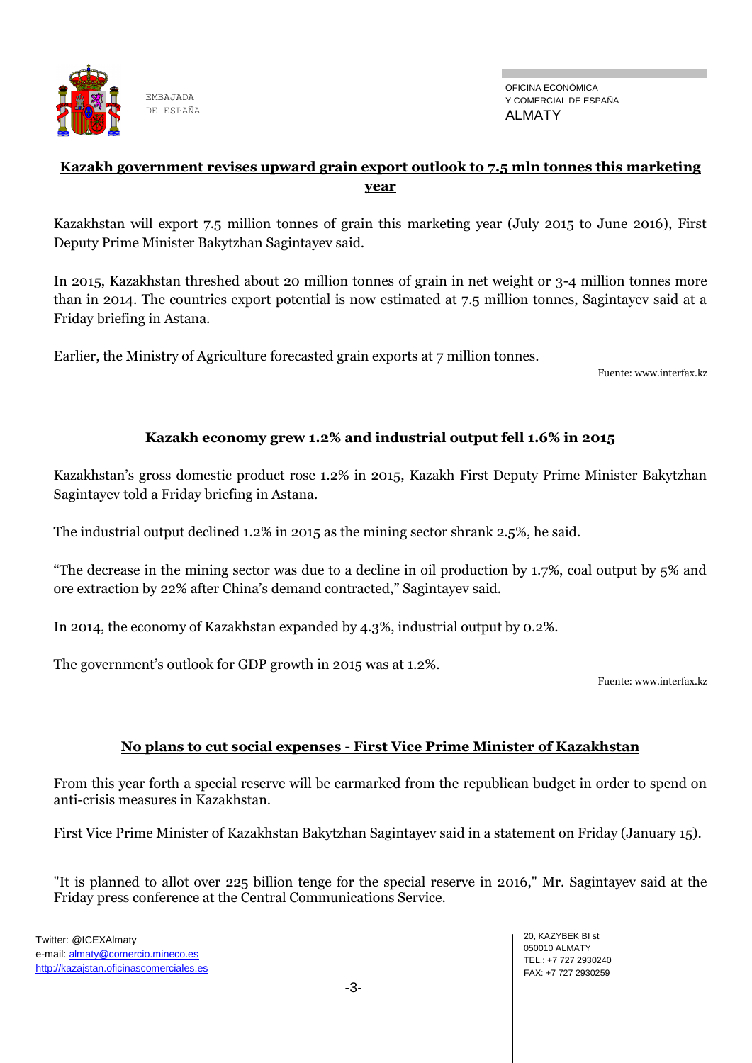## Kazakh government revises upward grain export outlook to 7.5 mln tonnes this marketing year

Kazakhstan will export 7.5 million tonnes of grain this marketing year (July 2015 to June 2016), First Deputy Prime Minister Bakytzhan Sagintayev said.

In 2015, Kazakhstan threshed about 20 million tonnes of grain in net weight or 3-4 million tonnes more than in 2014. The countries export potential is now estimated at 7.5 million tonnes, Sagintayev said at a Friday briefing in Astana.

Earlier, the Ministry of Agriculture forecasted grain exports at 7 million tonnes.

Fuente: www.interfax.kz

## Kazakh economy grew 1.2% and industrial output fell 1.6% in 2015

Kazakhstan's gross domestic product rose 1.2% in 2015, Kazakh First Deputy Prime Minister Bakytzhan Sagintayev told a Friday briefing in Astana.

The industrial output declined 1.2% in 2015 as the mining sector shrank 2.5%, he said.

"The decrease in the mining sector was due to a decline in oil production by 1.7%, coal output by 5% and ore extraction by 22% after China's demand contracted," Sagintayev said.

In 2014, the economy of Kazakhstan expanded by 4.3%, industrial output by 0.2%.

The government's outlook for GDP growth in 2015 was at 1.2%.

Fuente: www.interfax.kz

## No plans to cut social expenses - First Vice Prime Minister of Kazakhstan

From this year forth a special reserve will be earmarked from the republican budget in order to spend on anti-crisis measures in Kazakhstan.

First Vice Prime Minister of Kazakhstan Bakytzhan Sagintayev said in a statement on Friday (January 15).

"It is planned to allot over 225 billion tenge for the special reserve in 2016," Mr. Sagintayev said at the Friday press conference at the Central Communications Service.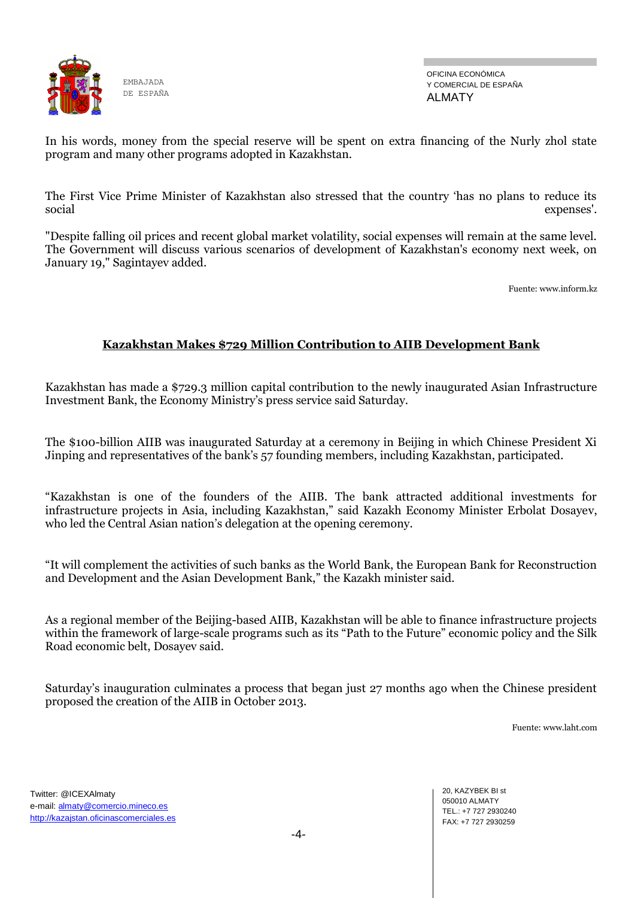In his words, money from the special reserve will be spent on extra financing of the Nurly zhol state program and many other programs adopted in Kazakhstan.

The First Vice Prime Minister of Kazakhstan also stressed that the country 'has no plans to reduce its social expenses'.

"Despite falling oil prices and recent global market volatility, social expenses will remain at the same level. The Government will discuss various scenarios of development of Kazakhstan's economy next week, on January 19," Sagintayev added.

Fuente: www.inform.kz

## Kazakhstan Makes $729 Million Contribution to AIIB Development Bank

Kazakhstan has made a $729.3 million capital contribution to the newly inaugurated Asian Infrastructure Investment Bank, the Economy Ministry's press service said Saturday.

The $100-billion AIIB was inaugurated Saturday at a ceremony in Beijing in which Chinese President Xi Jinping and representatives of the bank's 57 founding members, including Kazakhstan, participated.

"Kazakhstan is one of the founders of the AIIB. The bank attracted additional investments for infrastructure projects in Asia, including Kazakhstan," said Kazakh Economy Minister Erbolat Dosayev, who led the Central Asian nation's delegation at the opening ceremony.

"It will complement the activities of such banks as the World Bank, the European Bank for Reconstruction and Development and the Asian Development Bank," the Kazakh minister said.

As a regional member of the Beijing-based AIIB, Kazakhstan will be able to finance infrastructure projects within the framework of large-scale programs such as its "Path to the Future" economic policy and the Silk Road economic belt, Dosayev said.

Saturday's inauguration culminates a process that began just 27 months ago when the Chinese president proposed the creation of the AIIB in October 2013.

Fuente: www.laht.com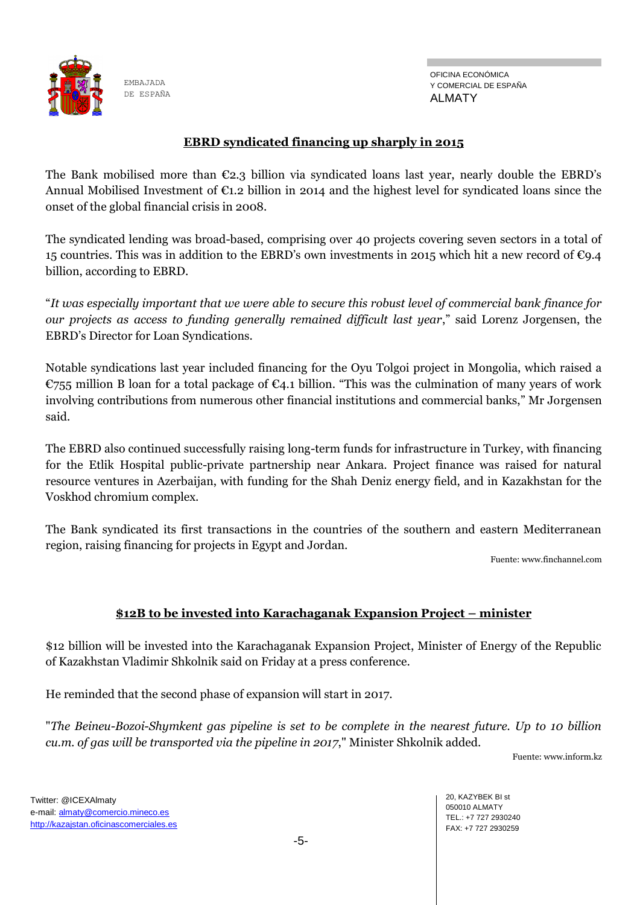## EBRD syndicated financing up sharply in 2015

The Bank mobilised more than €2.3 billion via syndicated loans last year, nearly double the EBRD's Annual Mobilised Investment of €1.2 billion in 2014 and the highest level for syndicated loans since the onset of the global financial crisis in 2008.

The syndicated lending was broad-based, comprising over 40 projects covering seven sectors in a total of 15 countries. This was in addition to the EBRD's own investments in 2015 which hit a new record of €9.4 billion, according to EBRD.

"*It was especially important that we were able to secure this robust level of commercial bank finance for our projects as access to funding generally remained difficult last year*," said Lorenz Jorgensen, the EBRD's Director for Loan Syndications.

Notable syndications last year included financing for the Oyu Tolgoi project in Mongolia, which raised a €755 million B loan for a total package of €4.1 billion. "This was the culmination of many years of work involving contributions from numerous other financial institutions and commercial banks," Mr Jorgensen said.

The EBRD also continued successfully raising long-term funds for infrastructure in Turkey, with financing for the Etlik Hospital public-private partnership near Ankara. Project finance was raised for natural resource ventures in Azerbaijan, with funding for the Shah Deniz energy field, and in Kazakhstan for the Voskhod chromium complex.

The Bank syndicated its first transactions in the countries of the southern and eastern Mediterranean region, raising financing for projects in Egypt and Jordan.

Fuente: www.finchannel.com

## $12B to be invested into Karachaganak Expansion Project – minister

$12 billion will be invested into the Karachaganak Expansion Project, Minister of Energy of the Republic of Kazakhstan Vladimir Shkolnik said on Friday at a press conference.

He reminded that the second phase of expansion will start in 2017.

"*The Beineu-Bozoi-Shymkent gas pipeline is set to be complete in the nearest future. Up to 10 billion cu.m. of gas will be transported via the pipeline in 2017*," Minister Shkolnik added.

Fuente: www.inform.kz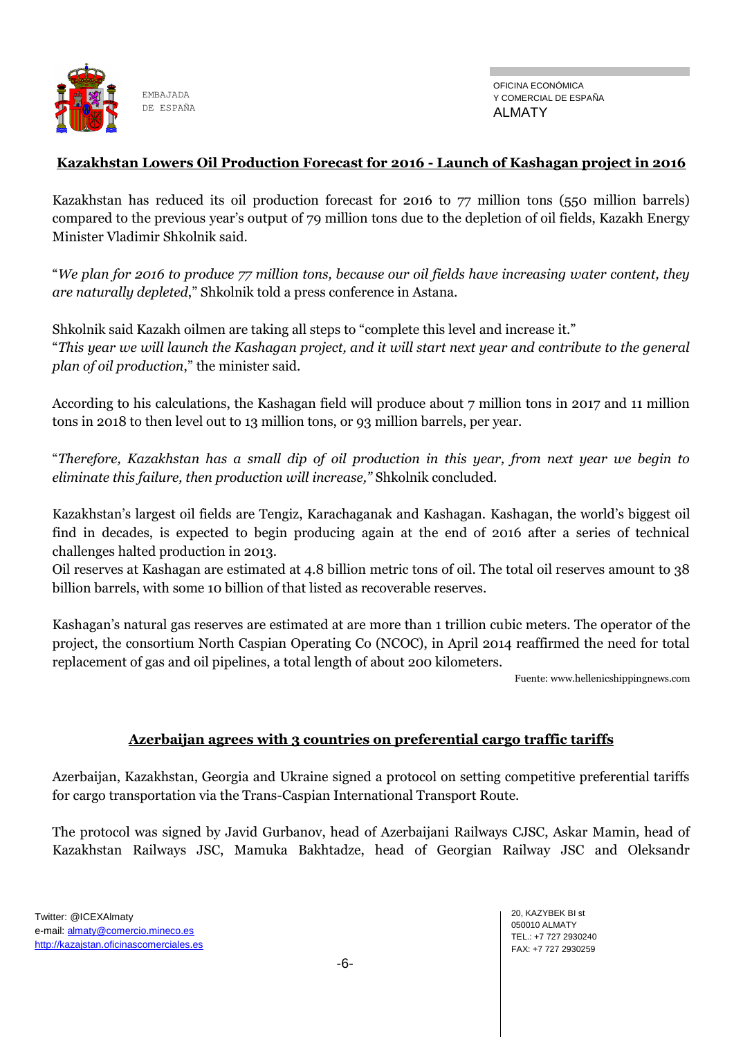## Kazakhstan Lowers Oil Production Forecast for 2016 - Launch of Kashagan project in 2016

Kazakhstan has reduced its oil production forecast for 2016 to 77 million tons (550 million barrels) compared to the previous year's output of 79 million tons due to the depletion of oil fields, Kazakh Energy Minister Vladimir Shkolnik said.

"*We plan for 2016 to produce 77 million tons, because our oil fields have increasing water content, they are naturally depleted*," Shkolnik told a press conference in Astana.

Shkolnik said Kazakh oilmen are taking all steps to "complete this level and increase it."
"*This year we will launch the Kashagan project, and it will start next year and contribute to the general plan of oil production*," the minister said.

According to his calculations, the Kashagan field will produce about 7 million tons in 2017 and 11 million tons in 2018 to then level out to 13 million tons, or 93 million barrels, per year.

"*Therefore, Kazakhstan has a small dip of oil production in this year, from next year we begin to eliminate this failure, then production will increase,*" Shkolnik concluded.

Kazakhstan's largest oil fields are Tengiz, Karachaganak and Kashagan. Kashagan, the world's biggest oil find in decades, is expected to begin producing again at the end of 2016 after a series of technical challenges halted production in 2013.
Oil reserves at Kashagan are estimated at 4.8 billion metric tons of oil. The total oil reserves amount to 38 billion barrels, with some 10 billion of that listed as recoverable reserves.

Kashagan's natural gas reserves are estimated at are more than 1 trillion cubic meters. The operator of the project, the consortium North Caspian Operating Co (NCOC), in April 2014 reaffirmed the need for total replacement of gas and oil pipelines, a total length of about 200 kilometers.

Fuente: www.hellenicshippingnews.com

## Azerbaijan agrees with 3 countries on preferential cargo traffic tariffs

Azerbaijan, Kazakhstan, Georgia and Ukraine signed a protocol on setting competitive preferential tariffs for cargo transportation via the Trans-Caspian International Transport Route.

The protocol was signed by Javid Gurbanov, head of Azerbaijani Railways CJSC, Askar Mamin, head of Kazakhstan Railways JSC, Mamuka Bakhtadze, head of Georgian Railway JSC and Oleksandr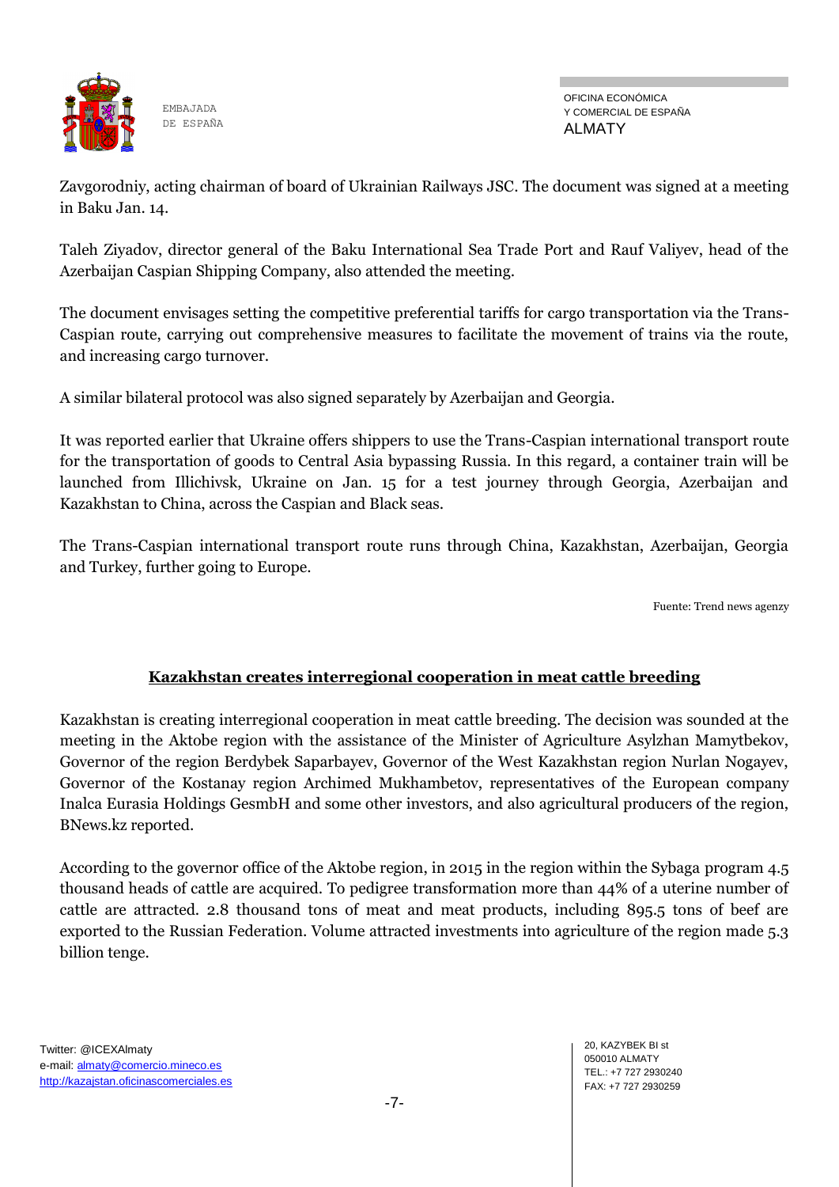Zavgorodniy, acting chairman of board of Ukrainian Railways JSC. The document was signed at a meeting in Baku Jan. 14.

Taleh Ziyadov, director general of the Baku International Sea Trade Port and Rauf Valiyev, head of the Azerbaijan Caspian Shipping Company, also attended the meeting.

The document envisages setting the competitive preferential tariffs for cargo transportation via the Trans-Caspian route, carrying out comprehensive measures to facilitate the movement of trains via the route, and increasing cargo turnover.

A similar bilateral protocol was also signed separately by Azerbaijan and Georgia.

It was reported earlier that Ukraine offers shippers to use the Trans-Caspian international transport route for the transportation of goods to Central Asia bypassing Russia. In this regard, a container train will be launched from Illichivsk, Ukraine on Jan. 15 for a test journey through Georgia, Azerbaijan and Kazakhstan to China, across the Caspian and Black seas.

The Trans-Caspian international transport route runs through China, Kazakhstan, Azerbaijan, Georgia and Turkey, further going to Europe.

Fuente: Trend news agenzy

## Kazakhstan creates interregional cooperation in meat cattle breeding

Kazakhstan is creating interregional cooperation in meat cattle breeding. The decision was sounded at the meeting in the Aktobe region with the assistance of the Minister of Agriculture Asylzhan Mamytbekov, Governor of the region Berdybek Saparbayev, Governor of the West Kazakhstan region Nurlan Nogayev, Governor of the Kostanay region Archimed Mukhambetov, representatives of the European company Inalca Eurasia Holdings GesmbH and some other investors, and also agricultural producers of the region, BNews.kz reported.

According to the governor office of the Aktobe region, in 2015 in the region within the Sybaga program 4.5 thousand heads of cattle are acquired. To pedigree transformation more than 44% of a uterine number of cattle are attracted. 2.8 thousand tons of meat and meat products, including 895.5 tons of beef are exported to the Russian Federation. Volume attracted investments into agriculture of the region made 5.3 billion tenge.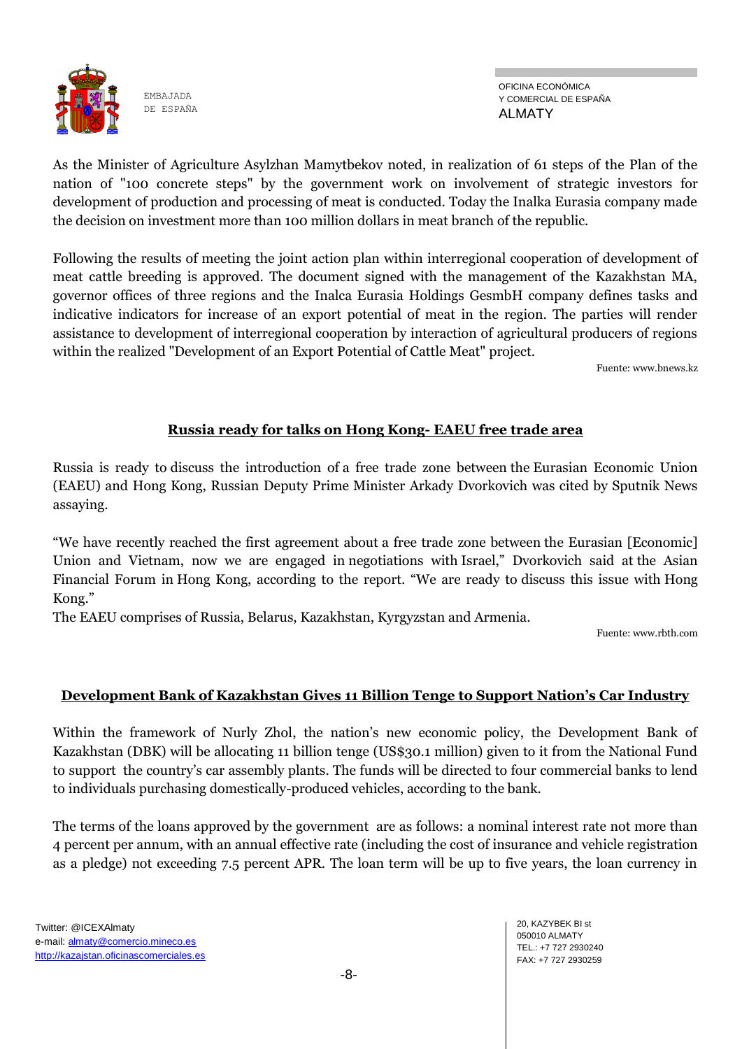As the Minister of Agriculture Asylzhan Mamytbekov noted, in realization of 61 steps of the Plan of the nation of "100 concrete steps" by the government work on involvement of strategic investors for development of production and processing of meat is conducted. Today the Inalka Eurasia company made the decision on investment more than 100 million dollars in meat branch of the republic.

Following the results of meeting the joint action plan within interregional cooperation of development of meat cattle breeding is approved. The document signed with the management of the Kazakhstan MA, governor offices of three regions and the Inalca Eurasia Holdings GesmbH company defines tasks and indicative indicators for increase of an export potential of meat in the region. The parties will render assistance to development of interregional cooperation by interaction of agricultural producers of regions within the realized "Development of an Export Potential of Cattle Meat" project.

Fuente: www.bnews.kz

## Russia ready for talks on Hong Kong- EAEU free trade area

Russia is ready to discuss the introduction of a free trade zone between the Eurasian Economic Union (EAEU) and Hong Kong, Russian Deputy Prime Minister Arkady Dvorkovich was cited by Sputnik News assaying.

"We have recently reached the first agreement about a free trade zone between the Eurasian [Economic] Union and Vietnam, now we are engaged in negotiations with Israel," Dvorkovich said at the Asian Financial Forum in Hong Kong, according to the report. "We are ready to discuss this issue with Hong Kong."

The EAEU comprises of Russia, Belarus, Kazakhstan, Kyrgyzstan and Armenia.

Fuente: www.rbth.com

## Development Bank of Kazakhstan Gives 11 Billion Tenge to Support Nation's Car Industry

Within the framework of Nurly Zhol, the nation's new economic policy, the Development Bank of Kazakhstan (DBK) will be allocating 11 billion tenge (US$30.1 million) given to it from the National Fund to support the country's car assembly plants. The funds will be directed to four commercial banks to lend to individuals purchasing domestically-produced vehicles, according to the bank.

The terms of the loans approved by the government are as follows: a nominal interest rate not more than 4 percent per annum, with an annual effective rate (including the cost of insurance and vehicle registration as a pledge) not exceeding 7.5 percent APR. The loan term will be up to five years, the loan currency in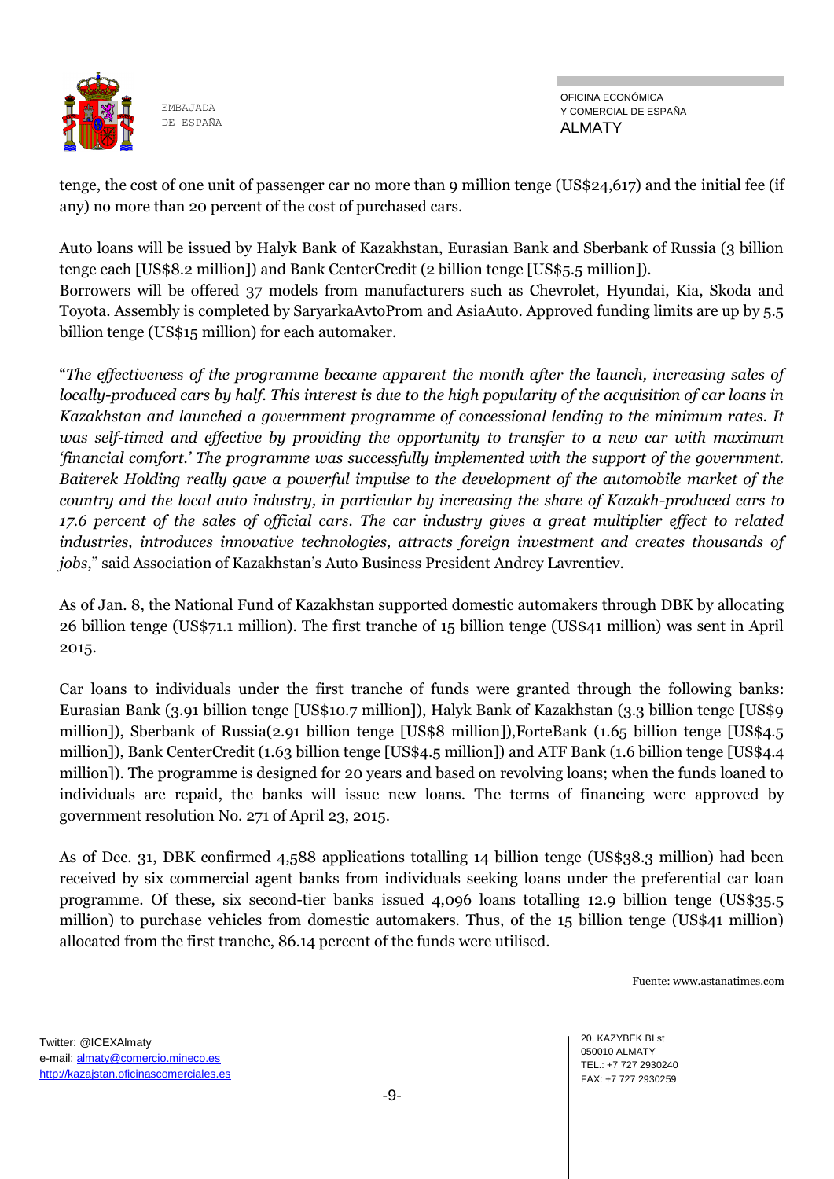tenge, the cost of one unit of passenger car no more than 9 million tenge (US$24,617) and the initial fee (if any) no more than 20 percent of the cost of purchased cars.

Auto loans will be issued by Halyk Bank of Kazakhstan, Eurasian Bank and Sberbank of Russia (3 billion tenge each [US$8.2 million]) and Bank CenterCredit (2 billion tenge [US$5.5 million]).
Borrowers will be offered 37 models from manufacturers such as Chevrolet, Hyundai, Kia, Skoda and Toyota. Assembly is completed by SaryarkaAvtoProm and AsiaAuto. Approved funding limits are up by 5.5 billion tenge (US$15 million) for each automaker.

"*The effectiveness of the programme became apparent the month after the launch, increasing sales of locally-produced cars by half. This interest is due to the high popularity of the acquisition of car loans in Kazakhstan and launched a government programme of concessional lending to the minimum rates. It was self-timed and effective by providing the opportunity to transfer to a new car with maximum 'financial comfort.' The programme was successfully implemented with the support of the government. Baiterek Holding really gave a powerful impulse to the development of the automobile market of the country and the local auto industry, in particular by increasing the share of Kazakh-produced cars to 17.6 percent of the sales of official cars. The car industry gives a great multiplier effect to related industries, introduces innovative technologies, attracts foreign investment and creates thousands of jobs*," said Association of Kazakhstan's Auto Business President Andrey Lavrentiev.

As of Jan. 8, the National Fund of Kazakhstan supported domestic automakers through DBK by allocating 26 billion tenge (US$71.1 million). The first tranche of 15 billion tenge (US$41 million) was sent in April 2015.

Car loans to individuals under the first tranche of funds were granted through the following banks: Eurasian Bank (3.91 billion tenge [US$10.7 million]), Halyk Bank of Kazakhstan (3.3 billion tenge [US$9 million]), Sberbank of Russia(2.91 billion tenge [US$8 million]),ForteBank (1.65 billion tenge [US$4.5 million]), Bank CenterCredit (1.63 billion tenge [US$4.5 million]) and ATF Bank (1.6 billion tenge [US$4.4 million]). The programme is designed for 20 years and based on revolving loans; when the funds loaned to individuals are repaid, the banks will issue new loans. The terms of financing were approved by government resolution No. 271 of April 23, 2015.

As of Dec. 31, DBK confirmed 4,588 applications totalling 14 billion tenge (US$38.3 million) had been received by six commercial agent banks from individuals seeking loans under the preferential car loan programme. Of these, six second-tier banks issued 4,096 loans totalling 12.9 billion tenge (US$35.5 million) to purchase vehicles from domestic automakers. Thus, of the 15 billion tenge (US$41 million) allocated from the first tranche, 86.14 percent of the funds were utilised.

Fuente: www.astanatimes.com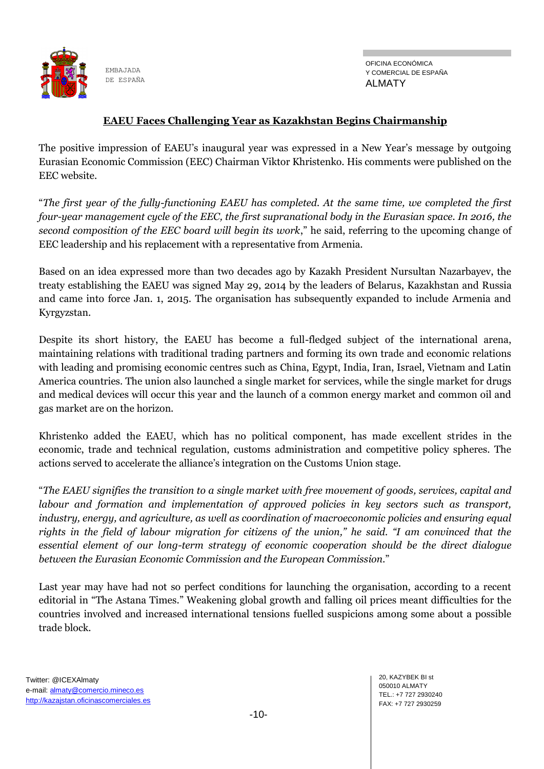## EAEU Faces Challenging Year as Kazakhstan Begins Chairmanship

The positive impression of EAEU's inaugural year was expressed in a New Year's message by outgoing Eurasian Economic Commission (EEC) Chairman Viktor Khristenko. His comments were published on the EEC website.

"*The first year of the fully-functioning EAEU has completed. At the same time, we completed the first four-year management cycle of the EEC, the first supranational body in the Eurasian space. In 2016, the second composition of the EEC board will begin its work*," he said, referring to the upcoming change of EEC leadership and his replacement with a representative from Armenia.

Based on an idea expressed more than two decades ago by Kazakh President Nursultan Nazarbayev, the treaty establishing the EAEU was signed May 29, 2014 by the leaders of Belarus, Kazakhstan and Russia and came into force Jan. 1, 2015. The organisation has subsequently expanded to include Armenia and Kyrgyzstan.

Despite its short history, the EAEU has become a full-fledged subject of the international arena, maintaining relations with traditional trading partners and forming its own trade and economic relations with leading and promising economic centres such as China, Egypt, India, Iran, Israel, Vietnam and Latin America countries. The union also launched a single market for services, while the single market for drugs and medical devices will occur this year and the launch of a common energy market and common oil and gas market are on the horizon.

Khristenko added the EAEU, which has no political component, has made excellent strides in the economic, trade and technical regulation, customs administration and competitive policy spheres. The actions served to accelerate the alliance's integration on the Customs Union stage.

"*The EAEU signifies the transition to a single market with free movement of goods, services, capital and labour and formation and implementation of approved policies in key sectors such as transport, industry, energy, and agriculture, as well as coordination of macroeconomic policies and ensuring equal rights in the field of labour migration for citizens of the union," he said. "I am convinced that the essential element of our long-term strategy of economic cooperation should be the direct dialogue between the Eurasian Economic Commission and the European Commission.*"

Last year may have had not so perfect conditions for launching the organisation, according to a recent editorial in "The Astana Times." Weakening global growth and falling oil prices meant difficulties for the countries involved and increased international tensions fuelled suspicions among some about a possible trade block.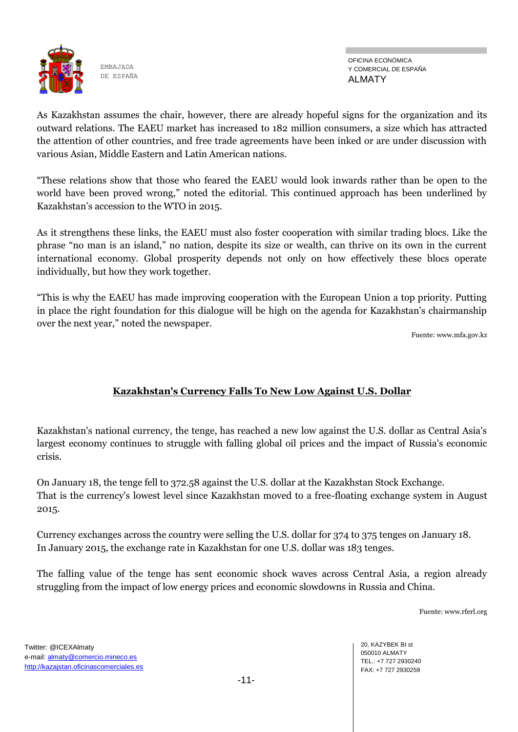As Kazakhstan assumes the chair, however, there are already hopeful signs for the organization and its outward relations. The EAEU market has increased to 182 million consumers, a size which has attracted the attention of other countries, and free trade agreements have been inked or are under discussion with various Asian, Middle Eastern and Latin American nations.

"These relations show that those who feared the EAEU would look inwards rather than be open to the world have been proved wrong," noted the editorial. This continued approach has been underlined by Kazakhstan's accession to the WTO in 2015.

As it strengthens these links, the EAEU must also foster cooperation with similar trading blocs. Like the phrase "no man is an island," no nation, despite its size or wealth, can thrive on its own in the current international economy. Global prosperity depends not only on how effectively these blocs operate individually, but how they work together.

"This is why the EAEU has made improving cooperation with the European Union a top priority. Putting in place the right foundation for this dialogue will be high on the agenda for Kazakhstan's chairmanship over the next year," noted the newspaper.

Fuente: www.mfa.gov.kz

## Kazakhstan's Currency Falls To New Low Against U.S. Dollar

Kazakhstan's national currency, the tenge, has reached a new low against the U.S. dollar as Central Asia's largest economy continues to struggle with falling global oil prices and the impact of Russia's economic crisis.

On January 18, the tenge fell to 372.58 against the U.S. dollar at the Kazakhstan Stock Exchange.
That is the currency's lowest level since Kazakhstan moved to a free-floating exchange system in August 2015.

Currency exchanges across the country were selling the U.S. dollar for 374 to 375 tenges on January 18.
In January 2015, the exchange rate in Kazakhstan for one U.S. dollar was 183 tenges.

The falling value of the tenge has sent economic shock waves across Central Asia, a region already struggling from the impact of low energy prices and economic slowdowns in Russia and China.

Fuente: www.rferl.org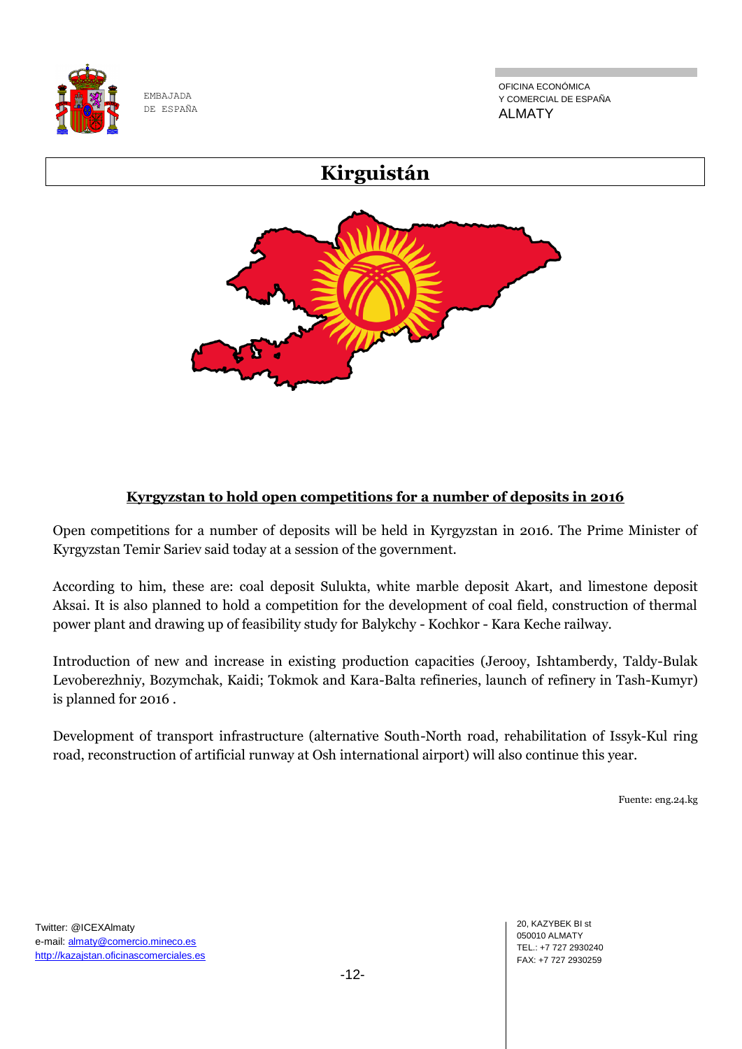# Kirguistán

## Kyrgyzstan to hold open competitions for a number of deposits in 2016

Open competitions for a number of deposits will be held in Kyrgyzstan in 2016. The Prime Minister of Kyrgyzstan Temir Sariev said today at a session of the government.

According to him, these are: coal deposit Sulukta, white marble deposit Akart, and limestone deposit Aksai. It is also planned to hold a competition for the development of coal field, construction of thermal power plant and drawing up of feasibility study for Balykchy - Kochkor - Kara Keche railway.

Introduction of new and increase in existing production capacities (Jerooy, Ishtamberdy, Taldy-Bulak Levoberezhniy, Bozymchak, Kaidi; Tokmok and Kara-Balta refineries, launch of refinery in Tash-Kumyr) is planned for 2016 .

Development of transport infrastructure (alternative South-North road, rehabilitation of Issyk-Kul ring road, reconstruction of artificial runway at Osh international airport) will also continue this year.

Fuente: eng.24.kg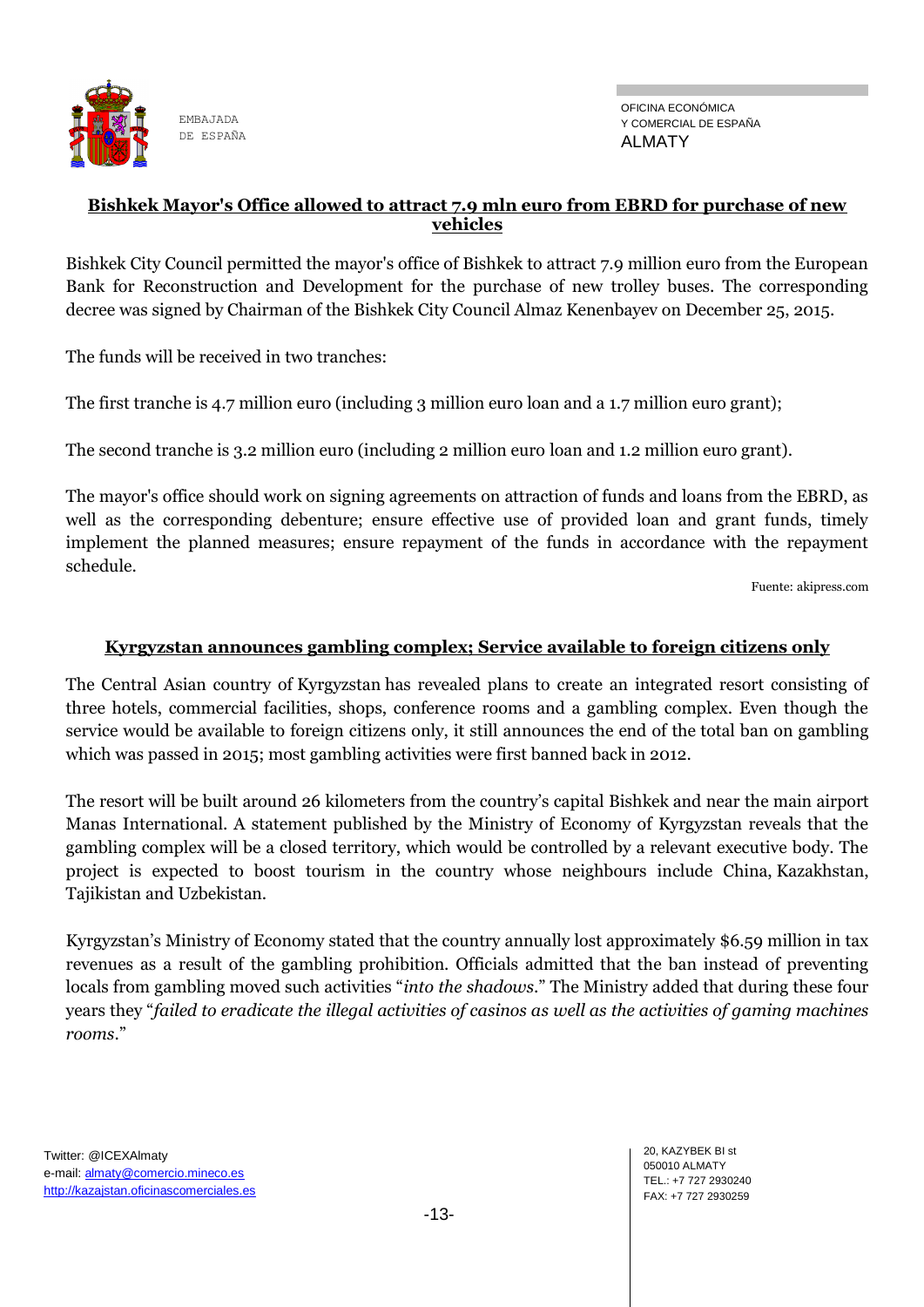## Bishkek Mayor's Office allowed to attract 7.9 mln euro from EBRD for purchase of new vehicles

Bishkek City Council permitted the mayor's office of Bishkek to attract 7.9 million euro from the European Bank for Reconstruction and Development for the purchase of new trolley buses. The corresponding decree was signed by Chairman of the Bishkek City Council Almaz Kenenbayev on December 25, 2015.

The funds will be received in two tranches:

The first tranche is 4.7 million euro (including 3 million euro loan and a 1.7 million euro grant);

The second tranche is 3.2 million euro (including 2 million euro loan and 1.2 million euro grant).

The mayor's office should work on signing agreements on attraction of funds and loans from the EBRD, as well as the corresponding debenture; ensure effective use of provided loan and grant funds, timely implement the planned measures; ensure repayment of the funds in accordance with the repayment schedule.

Fuente: akipress.com

## Kyrgyzstan announces gambling complex; Service available to foreign citizens only

The Central Asian country of Kyrgyzstan has revealed plans to create an integrated resort consisting of three hotels, commercial facilities, shops, conference rooms and a gambling complex. Even though the service would be available to foreign citizens only, it still announces the end of the total ban on gambling which was passed in 2015; most gambling activities were first banned back in 2012.

The resort will be built around 26 kilometers from the country's capital Bishkek and near the main airport Manas International. A statement published by the Ministry of Economy of Kyrgyzstan reveals that the gambling complex will be a closed territory, which would be controlled by a relevant executive body. The project is expected to boost tourism in the country whose neighbours include China, Kazakhstan, Tajikistan and Uzbekistan.

Kyrgyzstan's Ministry of Economy stated that the country annually lost approximately $6.59 million in tax revenues as a result of the gambling prohibition. Officials admitted that the ban instead of preventing locals from gambling moved such activities "*into the shadows*." The Ministry added that during these four years they "*failed to eradicate the illegal activities of casinos as well as the activities of gaming machines rooms*."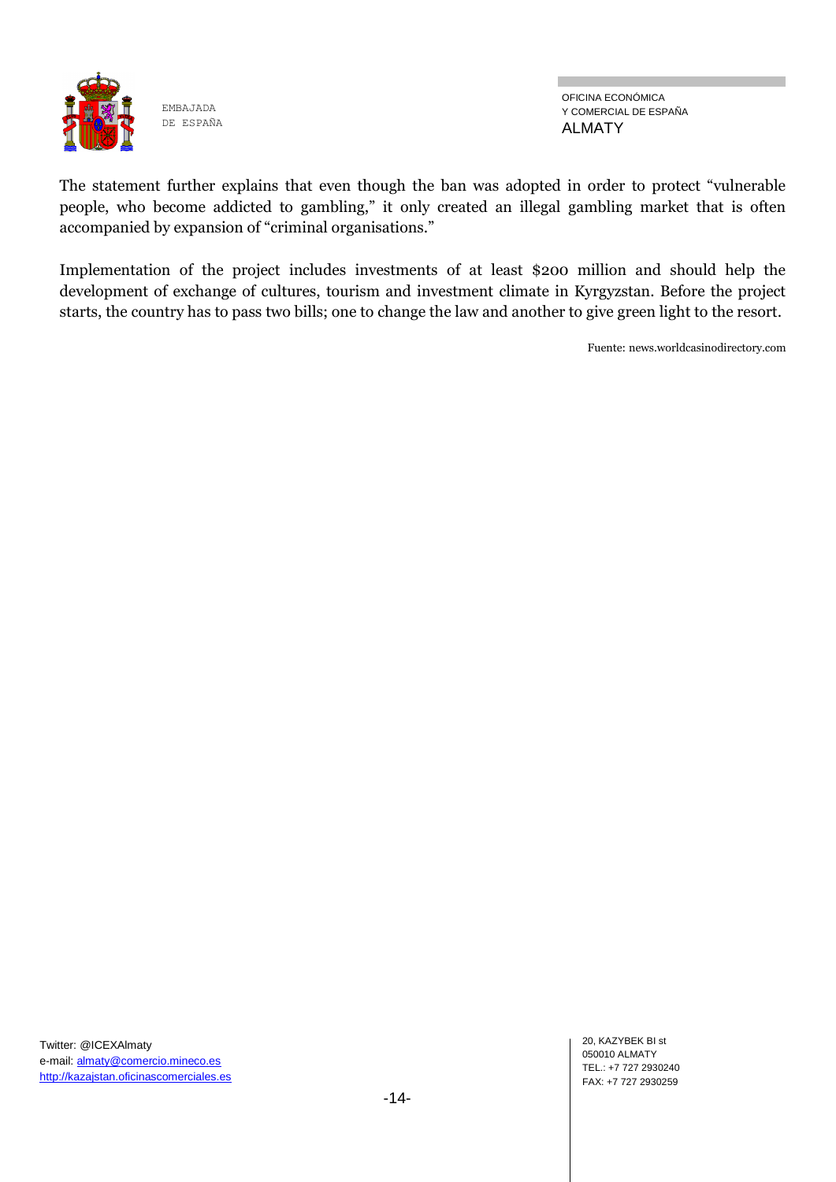The statement further explains that even though the ban was adopted in order to protect "vulnerable people, who become addicted to gambling," it only created an illegal gambling market that is often accompanied by expansion of "criminal organisations."

Implementation of the project includes investments of at least $200 million and should help the development of exchange of cultures, tourism and investment climate in Kyrgyzstan. Before the project starts, the country has to pass two bills; one to change the law and another to give green light to the resort.

Fuente: news.worldcasinodirectory.com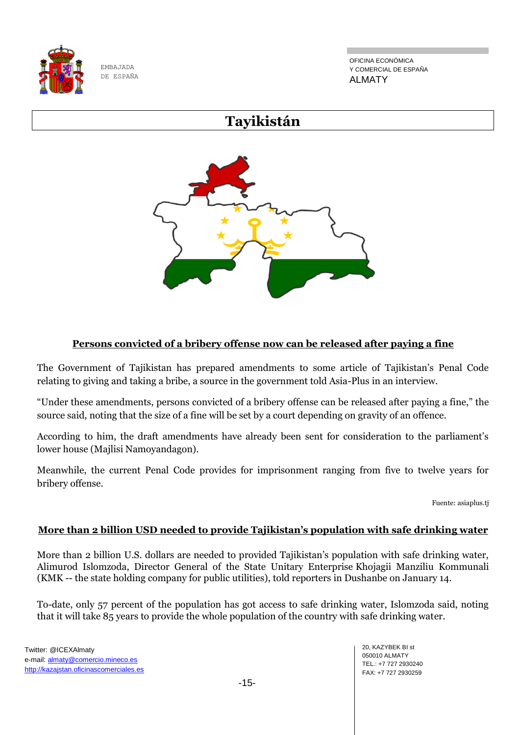# Tayikistán

## Persons convicted of a bribery offense now can be released after paying a fine

The Government of Tajikistan has prepared amendments to some article of Tajikistan's Penal Code relating to giving and taking a bribe, a source in the government told Asia-Plus in an interview.

"Under these amendments, persons convicted of a bribery offense can be released after paying a fine," the source said, noting that the size of a fine will be set by a court depending on gravity of an offence.

According to him, the draft amendments have already been sent for consideration to the parliament's lower house (Majlisi Namoyandagon).

Meanwhile, the current Penal Code provides for imprisonment ranging from five to twelve years for bribery offense.

Fuente: asiaplus.tj

## More than 2 billion USD needed to provide Tajikistan's population with safe drinking water

More than 2 billion U.S. dollars are needed to provided Tajikistan's population with safe drinking water, Alimurod Islomzoda, Director General of the State Unitary Enterprise Khojagii Manziliu Kommunali (KMK -- the state holding company for public utilities), told reporters in Dushanbe on January 14.

To-date, only 57 percent of the population has got access to safe drinking water, Islomzoda said, noting that it will take 85 years to provide the whole population of the country with safe drinking water.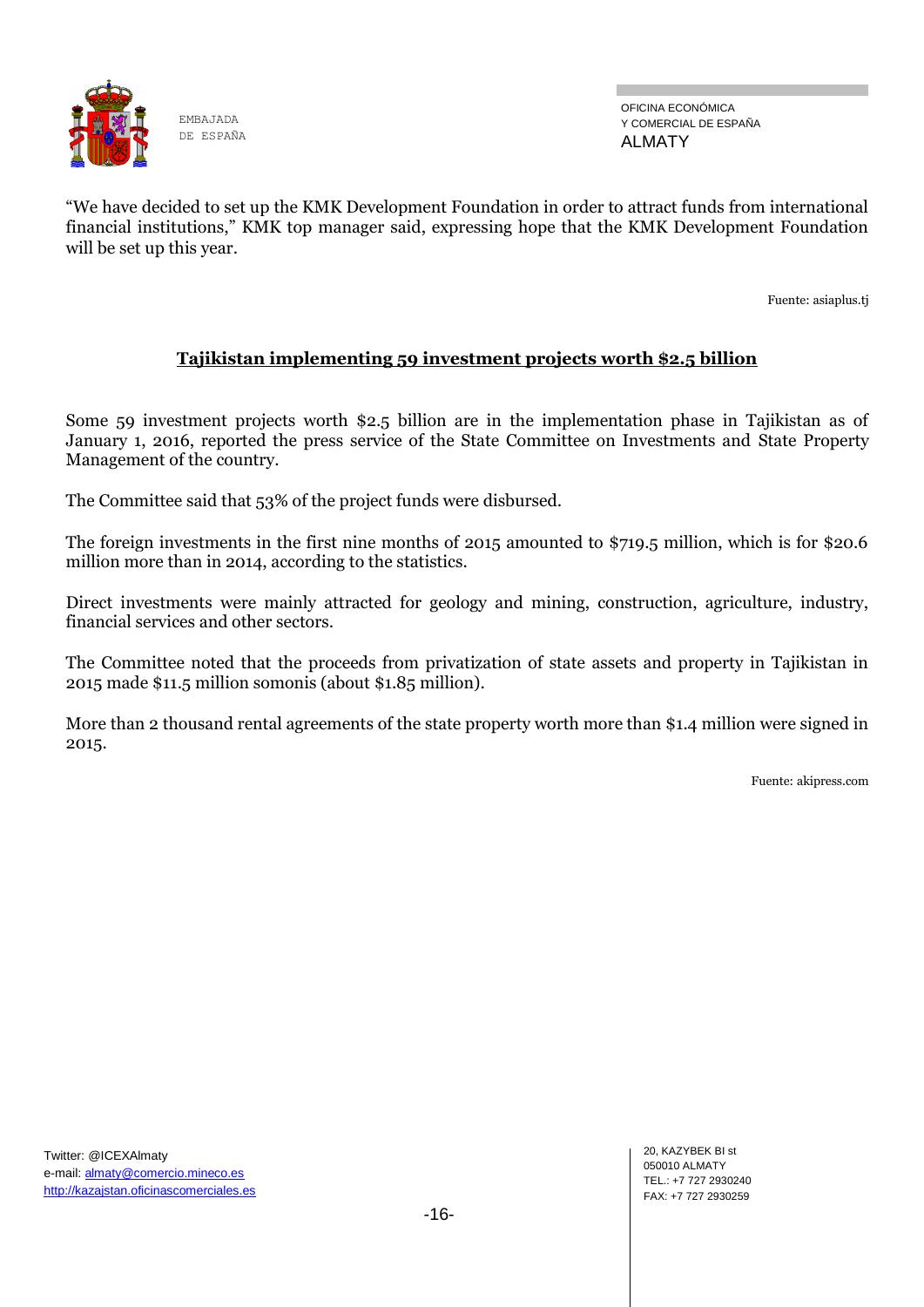"We have decided to set up the KMK Development Foundation in order to attract funds from international financial institutions," KMK top manager said, expressing hope that the KMK Development Foundation will be set up this year.

Fuente: asiaplus.tj

## Tajikistan implementing 59 investment projects worth $2.5 billion

Some 59 investment projects worth $2.5 billion are in the implementation phase in Tajikistan as of January 1, 2016, reported the press service of the State Committee on Investments and State Property Management of the country.

The Committee said that 53% of the project funds were disbursed.

The foreign investments in the first nine months of 2015 amounted to $719.5 million, which is for $20.6 million more than in 2014, according to the statistics.

Direct investments were mainly attracted for geology and mining, construction, agriculture, industry, financial services and other sectors.

The Committee noted that the proceeds from privatization of state assets and property in Tajikistan in 2015 made $11.5 million somonis (about $1.85 million).

More than 2 thousand rental agreements of the state property worth more than $1.4 million were signed in 2015.

Fuente: akipress.com